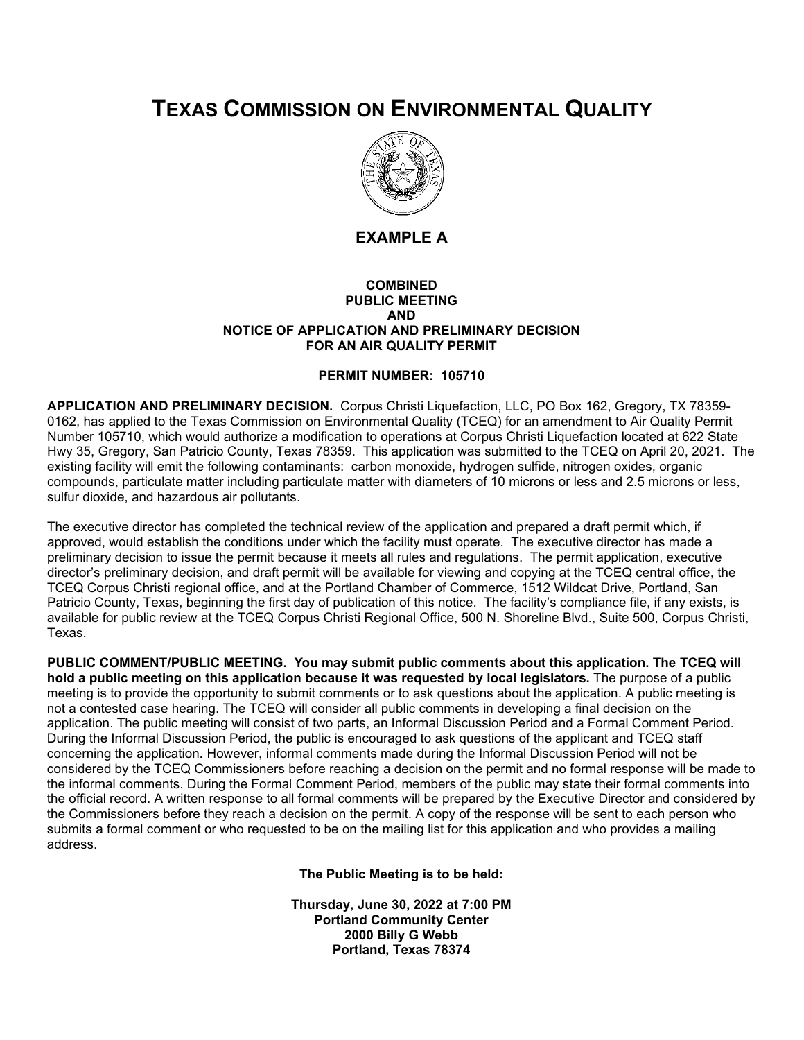# TEXAS COMMISSION ON ENVIRONMENTAL QUALITY

## EXAMPLE A

**COMBINED**
**PUBLIC MEETING**
**AND**
**NOTICE OF APPLICATION AND PRELIMINARY DECISION**
**FOR AN AIR QUALITY PERMIT**

**PERMIT NUMBER: 105710**

**APPLICATION AND PRELIMINARY DECISION.** Corpus Christi Liquefaction, LLC, PO Box 162, Gregory, TX 78359-0162, has applied to the Texas Commission on Environmental Quality (TCEQ) for an amendment to Air Quality Permit Number 105710, which would authorize a modification to operations at Corpus Christi Liquefaction located at 622 State Hwy 35, Gregory, San Patricio County, Texas 78359. This application was submitted to the TCEQ on April 20, 2021. The existing facility will emit the following contaminants: carbon monoxide, hydrogen sulfide, nitrogen oxides, organic compounds, particulate matter including particulate matter with diameters of 10 microns or less and 2.5 microns or less, sulfur dioxide, and hazardous air pollutants.

The executive director has completed the technical review of the application and prepared a draft permit which, if approved, would establish the conditions under which the facility must operate. The executive director has made a preliminary decision to issue the permit because it meets all rules and regulations. The permit application, executive director's preliminary decision, and draft permit will be available for viewing and copying at the TCEQ central office, the TCEQ Corpus Christi regional office, and at the Portland Chamber of Commerce, 1512 Wildcat Drive, Portland, San Patricio County, Texas, beginning the first day of publication of this notice. The facility's compliance file, if any exists, is available for public review at the TCEQ Corpus Christi Regional Office, 500 N. Shoreline Blvd., Suite 500, Corpus Christi, Texas.

**PUBLIC COMMENT/PUBLIC MEETING. You may submit public comments about this application. The TCEQ will hold a public meeting on this application because it was requested by local legislators.** The purpose of a public meeting is to provide the opportunity to submit comments or to ask questions about the application. A public meeting is not a contested case hearing. The TCEQ will consider all public comments in developing a final decision on the application. The public meeting will consist of two parts, an Informal Discussion Period and a Formal Comment Period. During the Informal Discussion Period, the public is encouraged to ask questions of the applicant and TCEQ staff concerning the application. However, informal comments made during the Informal Discussion Period will not be considered by the TCEQ Commissioners before reaching a decision on the permit and no formal response will be made to the informal comments. During the Formal Comment Period, members of the public may state their formal comments into the official record. A written response to all formal comments will be prepared by the Executive Director and considered by the Commissioners before they reach a decision on the permit. A copy of the response will be sent to each person who submits a formal comment or who requested to be on the mailing list for this application and who provides a mailing address.

**The Public Meeting is to be held:**

**Thursday, June 30, 2022 at 7:00 PM**
**Portland Community Center**
**2000 Billy G Webb**
**Portland, Texas 78374**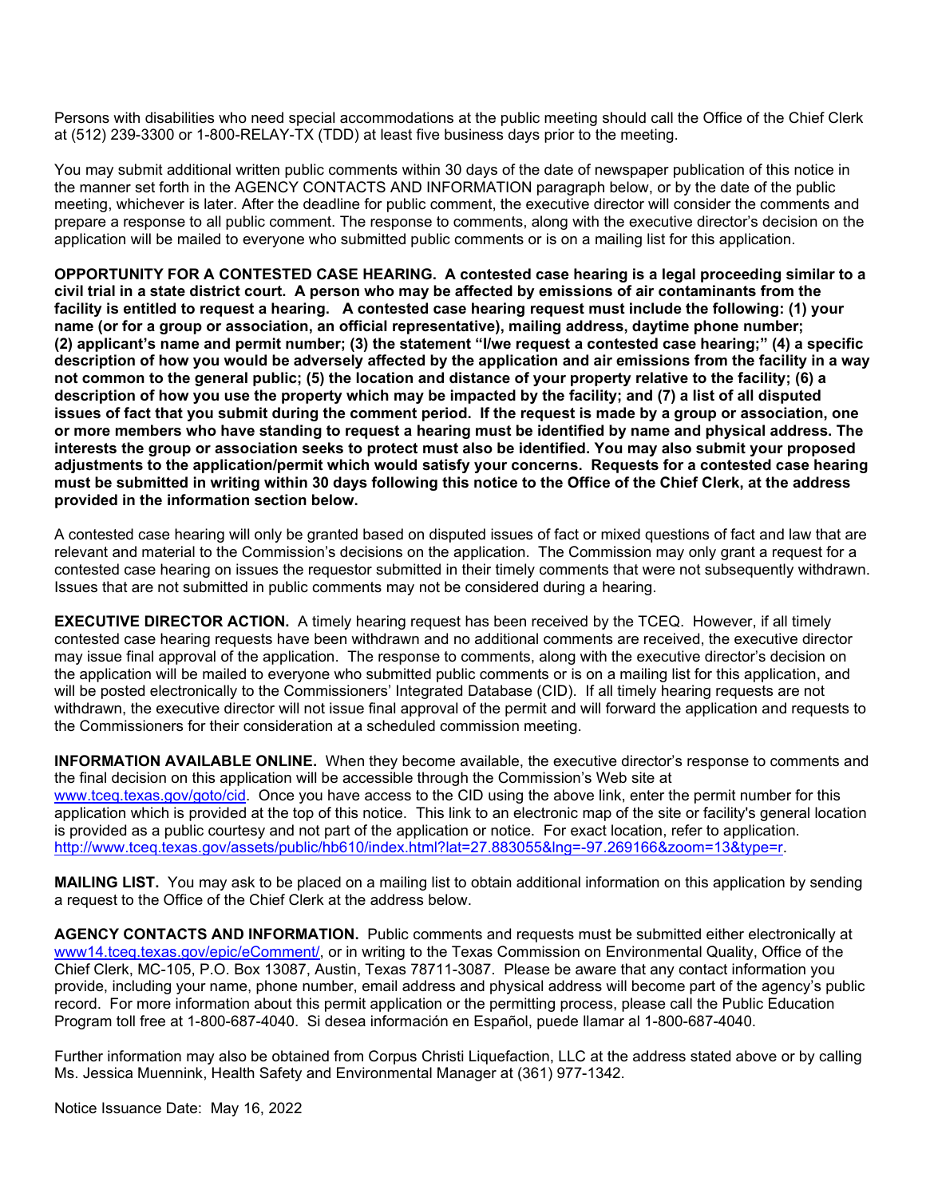Persons with disabilities who need special accommodations at the public meeting should call the Office of the Chief Clerk at (512) 239-3300 or 1-800-RELAY-TX (TDD) at least five business days prior to the meeting.

You may submit additional written public comments within 30 days of the date of newspaper publication of this notice in the manner set forth in the AGENCY CONTACTS AND INFORMATION paragraph below, or by the date of the public meeting, whichever is later. After the deadline for public comment, the executive director will consider the comments and prepare a response to all public comment. The response to comments, along with the executive director's decision on the application will be mailed to everyone who submitted public comments or is on a mailing list for this application.

**OPPORTUNITY FOR A CONTESTED CASE HEARING. A contested case hearing is a legal proceeding similar to a civil trial in a state district court. A person who may be affected by emissions of air contaminants from the facility is entitled to request a hearing. A contested case hearing request must include the following: (1) your name (or for a group or association, an official representative), mailing address, daytime phone number; (2) applicant's name and permit number; (3) the statement "I/we request a contested case hearing;" (4) a specific description of how you would be adversely affected by the application and air emissions from the facility in a way not common to the general public; (5) the location and distance of your property relative to the facility; (6) a description of how you use the property which may be impacted by the facility; and (7) a list of all disputed issues of fact that you submit during the comment period. If the request is made by a group or association, one or more members who have standing to request a hearing must be identified by name and physical address. The interests the group or association seeks to protect must also be identified. You may also submit your proposed adjustments to the application/permit which would satisfy your concerns. Requests for a contested case hearing must be submitted in writing within 30 days following this notice to the Office of the Chief Clerk, at the address provided in the information section below.**

A contested case hearing will only be granted based on disputed issues of fact or mixed questions of fact and law that are relevant and material to the Commission's decisions on the application. The Commission may only grant a request for a contested case hearing on issues the requestor submitted in their timely comments that were not subsequently withdrawn. Issues that are not submitted in public comments may not be considered during a hearing.

**EXECUTIVE DIRECTOR ACTION.** A timely hearing request has been received by the TCEQ. However, if all timely contested case hearing requests have been withdrawn and no additional comments are received, the executive director may issue final approval of the application. The response to comments, along with the executive director's decision on the application will be mailed to everyone who submitted public comments or is on a mailing list for this application, and will be posted electronically to the Commissioners' Integrated Database (CID). If all timely hearing requests are not withdrawn, the executive director will not issue final approval of the permit and will forward the application and requests to the Commissioners for their consideration at a scheduled commission meeting.

**INFORMATION AVAILABLE ONLINE.** When they become available, the executive director's response to comments and the final decision on this application will be accessible through the Commission's Web site at www.tceq.texas.gov/goto/cid. Once you have access to the CID using the above link, enter the permit number for this application which is provided at the top of this notice. This link to an electronic map of the site or facility's general location is provided as a public courtesy and not part of the application or notice. For exact location, refer to application. http://www.tceq.texas.gov/assets/public/hb610/index.html?lat=27.883055&lng=-97.269166&zoom=13&type=r.

**MAILING LIST.** You may ask to be placed on a mailing list to obtain additional information on this application by sending a request to the Office of the Chief Clerk at the address below.

**AGENCY CONTACTS AND INFORMATION.** Public comments and requests must be submitted either electronically at www14.tceq.texas.gov/epic/eComment/, or in writing to the Texas Commission on Environmental Quality, Office of the Chief Clerk, MC-105, P.O. Box 13087, Austin, Texas 78711-3087. Please be aware that any contact information you provide, including your name, phone number, email address and physical address will become part of the agency's public record. For more information about this permit application or the permitting process, please call the Public Education Program toll free at 1-800-687-4040. Si desea información en Español, puede llamar al 1-800-687-4040.

Further information may also be obtained from Corpus Christi Liquefaction, LLC at the address stated above or by calling Ms. Jessica Muennink, Health Safety and Environmental Manager at (361) 977-1342.

Notice Issuance Date: May 16, 2022